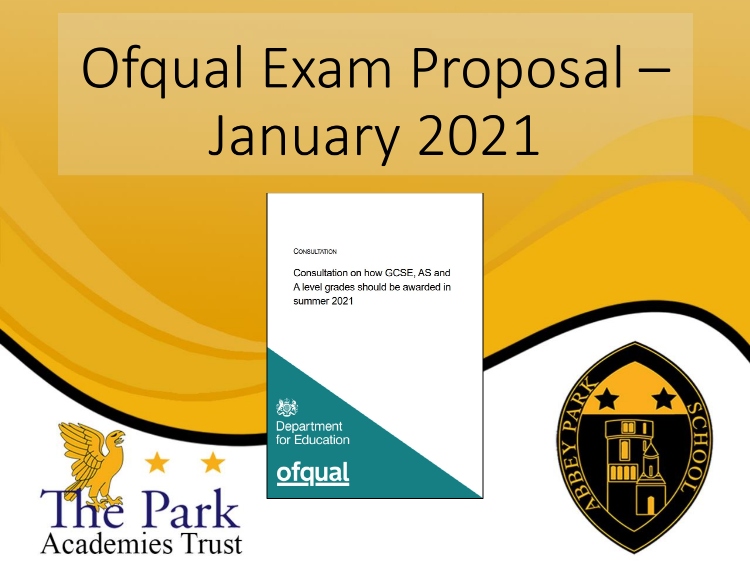# Ofqual Exam Proposal – January 2021

CONSULTATION

Consultation on how GCSE, AS and A level grades should be awarded in summer 2021

Department for Education

ofqual

The Park Academies Trust

ABBEY PARK SCHOOL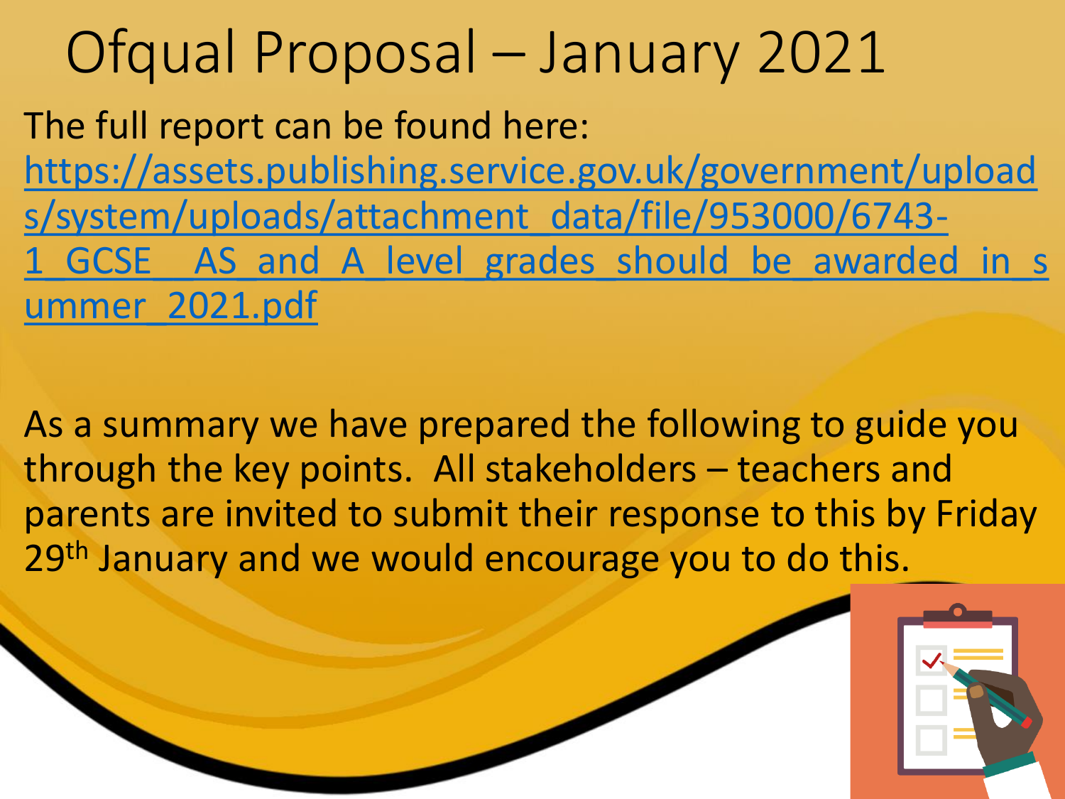# Ofqual Proposal – January 2021

The full report can be found here: [https://assets.publishing.service.gov.uk/government/uploads/system/uploads/attachment_data/file/953000/6743-1_GCSE__AS_and_A_level_grades_should_be_awarded_in_summer_2021.pdf](https://assets.publishing.service.gov.uk/government/uploads/system/uploads/attachment_data/file/953000/6743-1_GCSE__AS_and_A_level_grades_should_be_awarded_in_summer_2021.pdf)

As a summary we have prepared the following to guide you through the key points. All stakeholders – teachers and parents are invited to submit their response to this by Friday 29th January and we would encourage you to do this.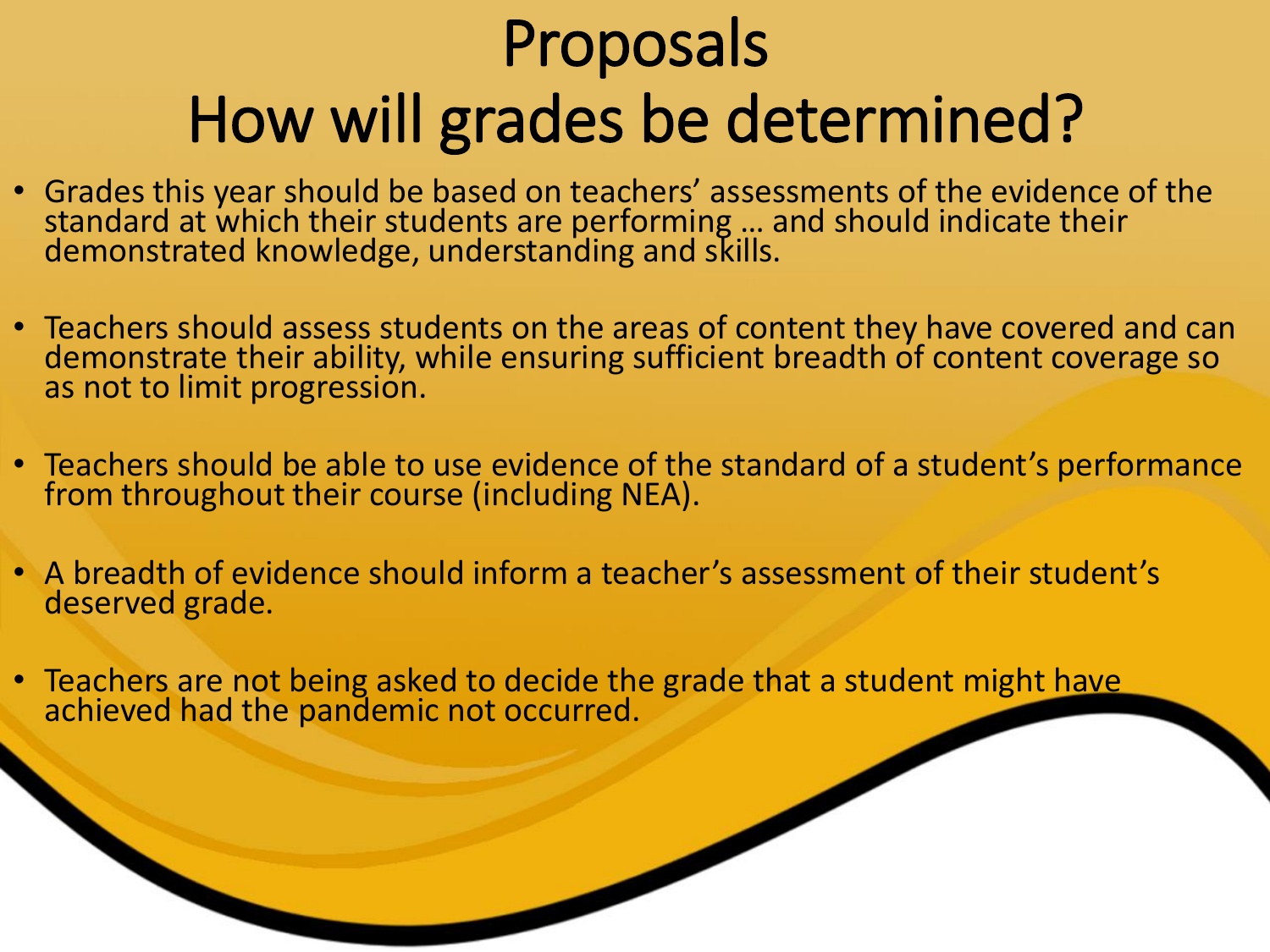# Proposals
# How will grades be determined?

- Grades this year should be based on teachers' assessments of the evidence of the standard at which their students are performing … and should indicate their demonstrated knowledge, understanding and skills.
- Teachers should assess students on the areas of content they have covered and can demonstrate their ability, while ensuring sufficient breadth of content coverage so as not to limit progression.
- Teachers should be able to use evidence of the standard of a student's performance from throughout their course (including NEA).
- A breadth of evidence should inform a teacher's assessment of their student's deserved grade.
- Teachers are not being asked to decide the grade that a student might have achieved had the pandemic not occurred.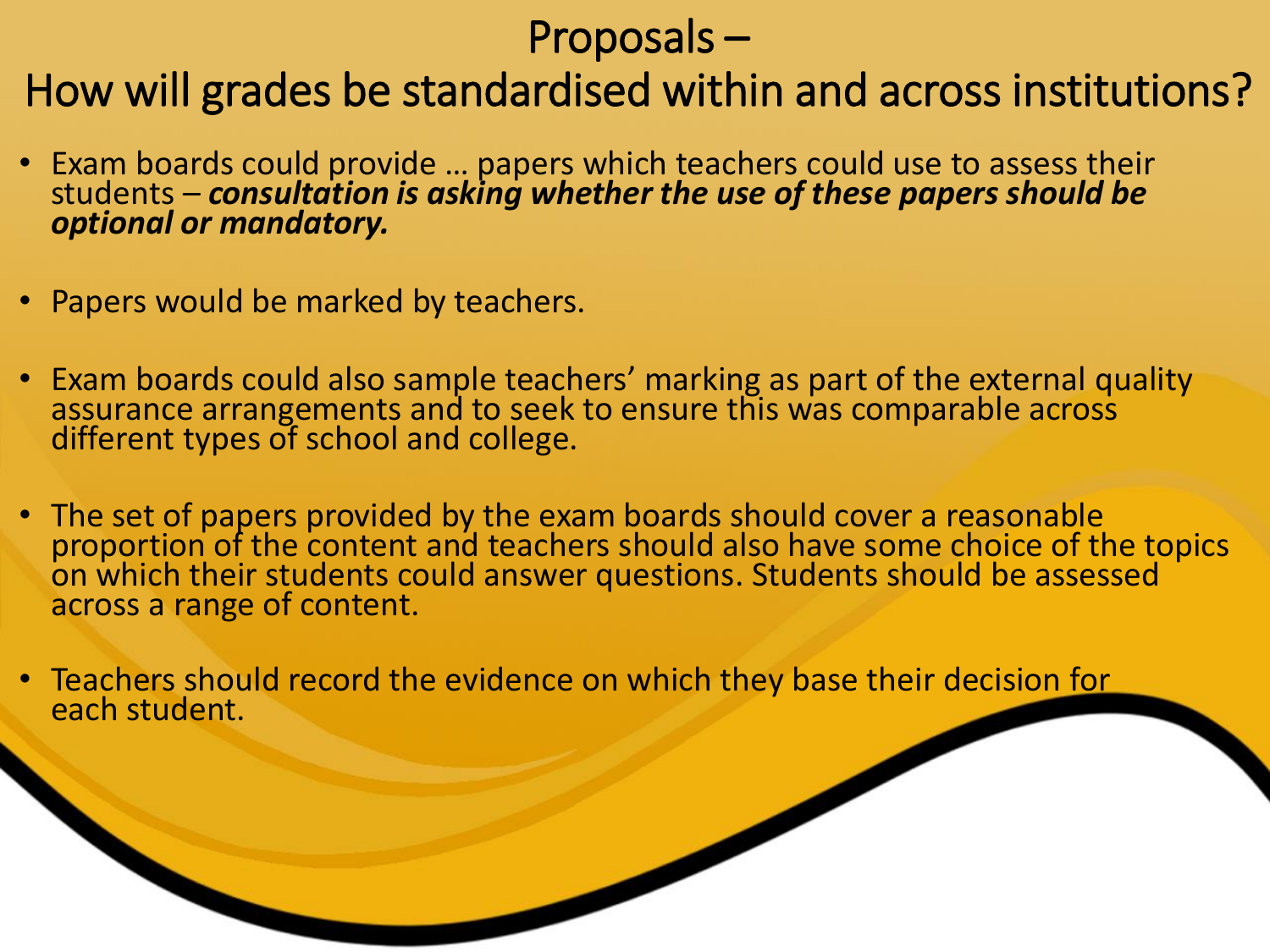# Proposals – How will grades be standardised within and across institutions?

- Exam boards could provide … papers which teachers could use to assess their students – ***consultation is asking whether the use of these papers should be optional or mandatory.***
- Papers would be marked by teachers.
- Exam boards could also sample teachers' marking as part of the external quality assurance arrangements and to seek to ensure this was comparable across different types of school and college.
- The set of papers provided by the exam boards should cover a reasonable proportion of the content and teachers should also have some choice of the topics on which their students could answer questions. Students should be assessed across a range of content.
- Teachers should record the evidence on which they base their decision for each student.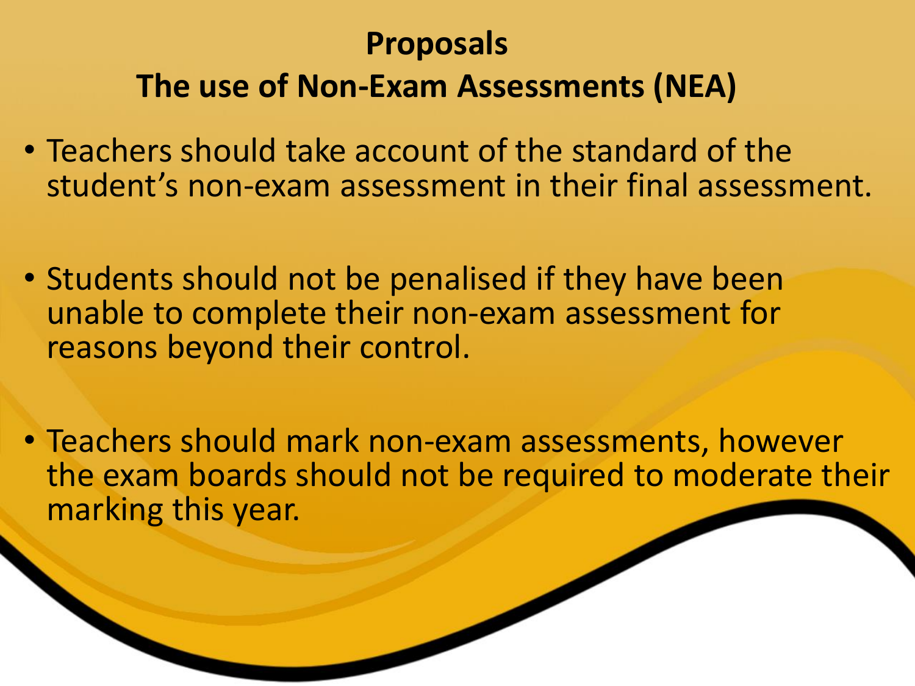## Proposals

## The use of Non-Exam Assessments (NEA)

- Teachers should take account of the standard of the student's non-exam assessment in their final assessment.
- Students should not be penalised if they have been unable to complete their non-exam assessment for reasons beyond their control.
- Teachers should mark non-exam assessments, however the exam boards should not be required to moderate their marking this year.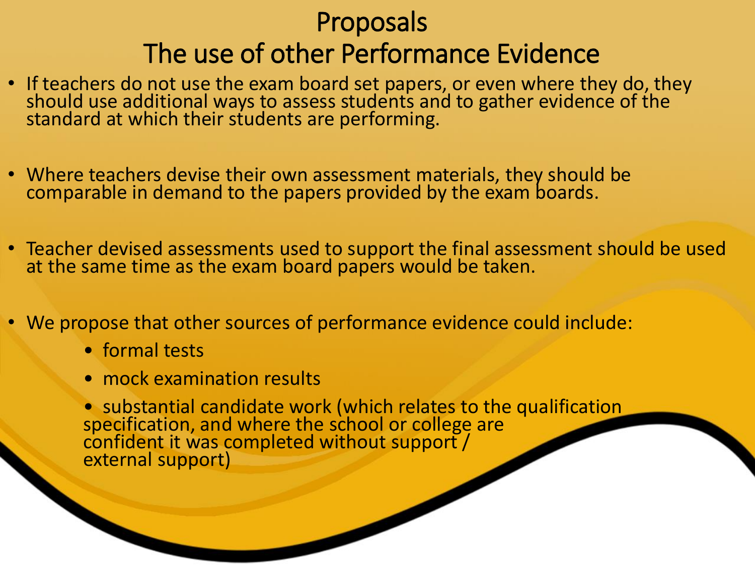# Proposals

## The use of other Performance Evidence

- If teachers do not use the exam board set papers, or even where they do, they should use additional ways to assess students and to gather evidence of the standard at which their students are performing.
- Where teachers devise their own assessment materials, they should be comparable in demand to the papers provided by the exam boards.
- Teacher devised assessments used to support the final assessment should be used at the same time as the exam board papers would be taken.
- We propose that other sources of performance evidence could include:
  - formal tests
  - mock examination results
  - substantial candidate work (which relates to the qualification specification, and where the school or college are confident it was completed without support / external support)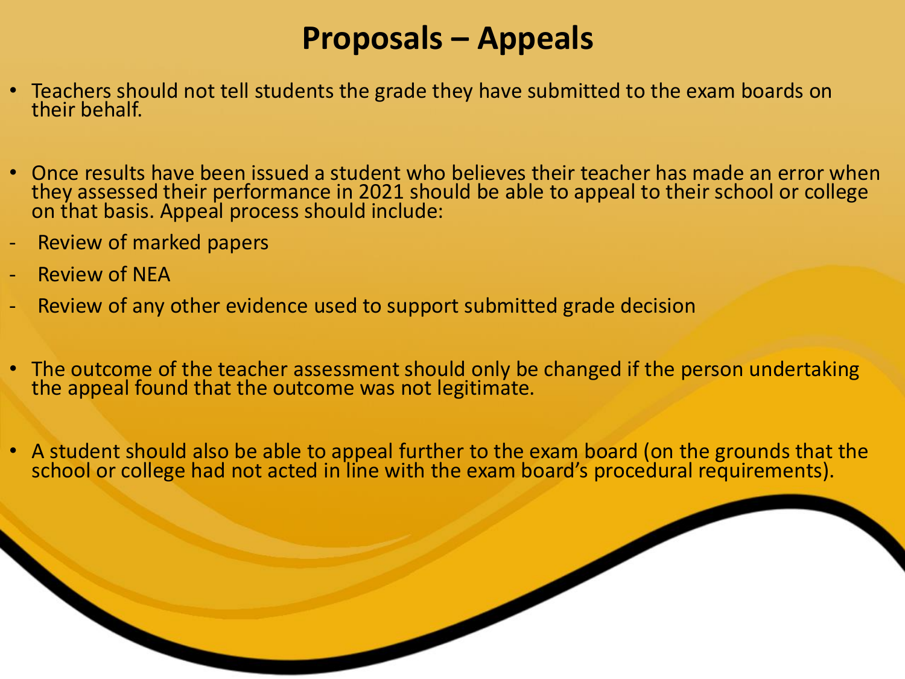# Proposals – Appeals

- Teachers should not tell students the grade they have submitted to the exam boards on their behalf.

- Once results have been issued a student who believes their teacher has made an error when they assessed their performance in 2021 should be able to appeal to their school or college on that basis. Appeal process should include:
  - Review of marked papers
  - Review of NEA
  - Review of any other evidence used to support submitted grade decision

- The outcome of the teacher assessment should only be changed if the person undertaking the appeal found that the outcome was not legitimate.

- A student should also be able to appeal further to the exam board (on the grounds that the school or college had not acted in line with the exam board's procedural requirements).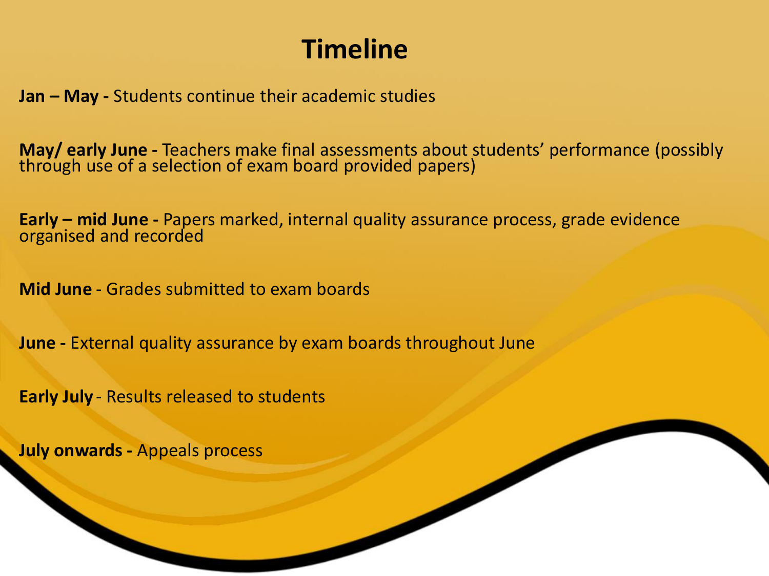# Timeline

**Jan – May -** Students continue their academic studies

**May/ early June -** Teachers make final assessments about students' performance (possibly through use of a selection of exam board provided papers)

**Early – mid June -** Papers marked, internal quality assurance process, grade evidence organised and recorded

**Mid June** - Grades submitted to exam boards

**June -** External quality assurance by exam boards throughout June

**Early July** - Results released to students

**July onwards -** Appeals process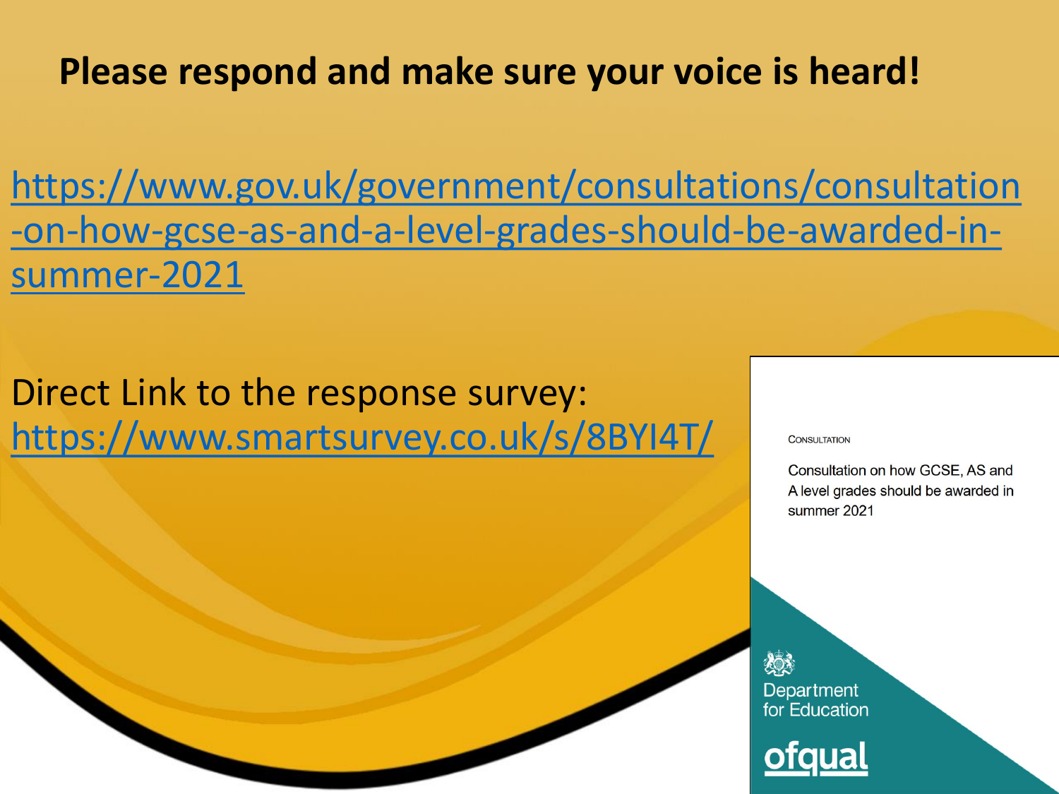**Please respond and make sure your voice is heard!**

[https://www.gov.uk/government/consultations/consultation-on-how-gcse-as-and-a-level-grades-should-be-awarded-in-summer-2021](https://www.gov.uk/government/consultations/consultation-on-how-gcse-as-and-a-level-grades-should-be-awarded-in-summer-2021)

Direct Link to the response survey:
[https://www.smartsurvey.co.uk/s/8BYI4T/](https://www.smartsurvey.co.uk/s/8BYI4T/)

CONSULTATION

Consultation on how GCSE, AS and A level grades should be awarded in summer 2021

Department for Education

ofqual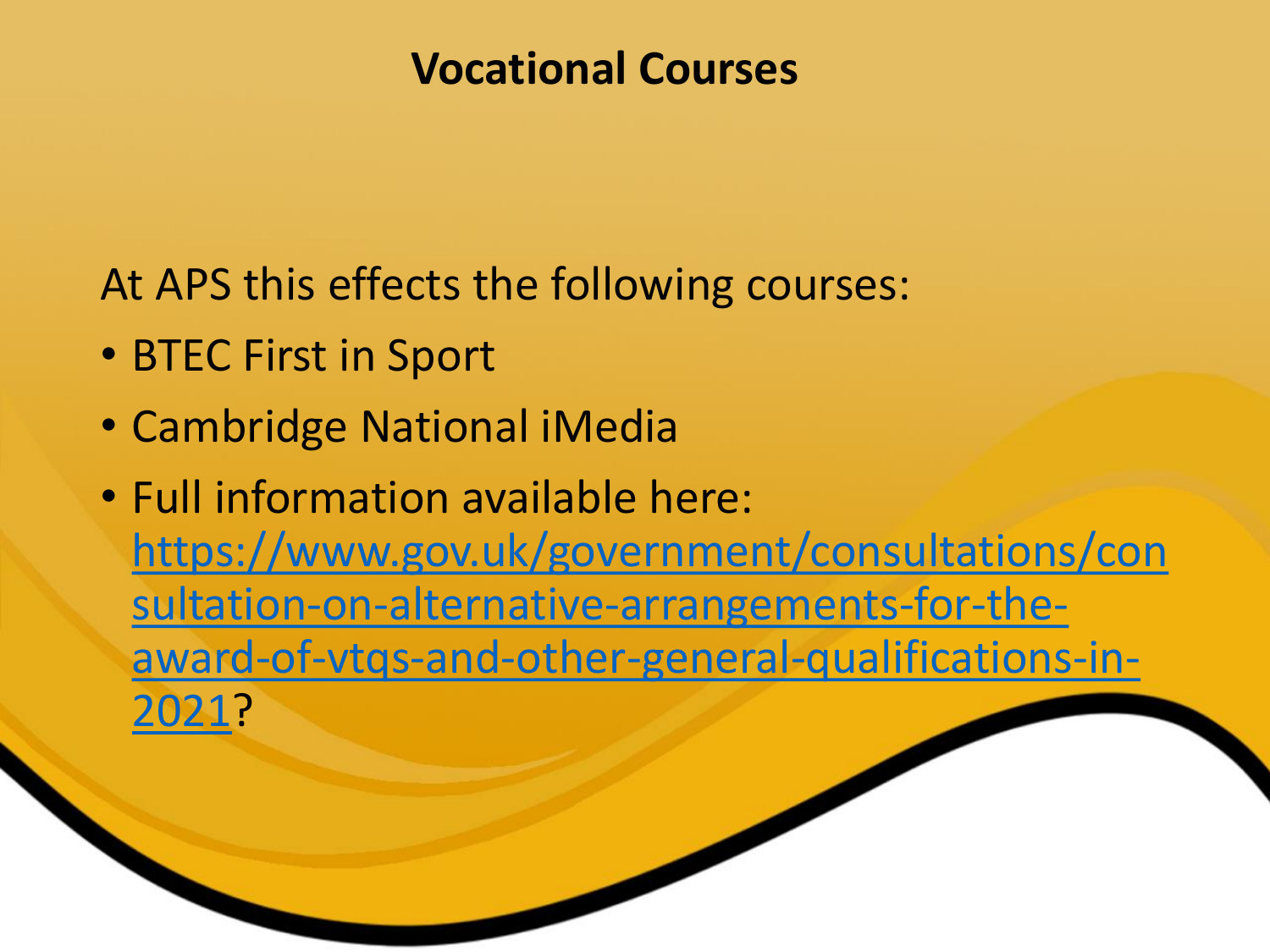# Vocational Courses

At APS this effects the following courses:

- BTEC First in Sport
- Cambridge National iMedia
- Full information available here: [https://www.gov.uk/government/consultations/consultation-on-alternative-arrangements-for-the-award-of-vtqs-and-other-general-qualifications-in-2021](https://www.gov.uk/government/consultations/consultation-on-alternative-arrangements-for-the-award-of-vtqs-and-other-general-qualifications-in-2021)?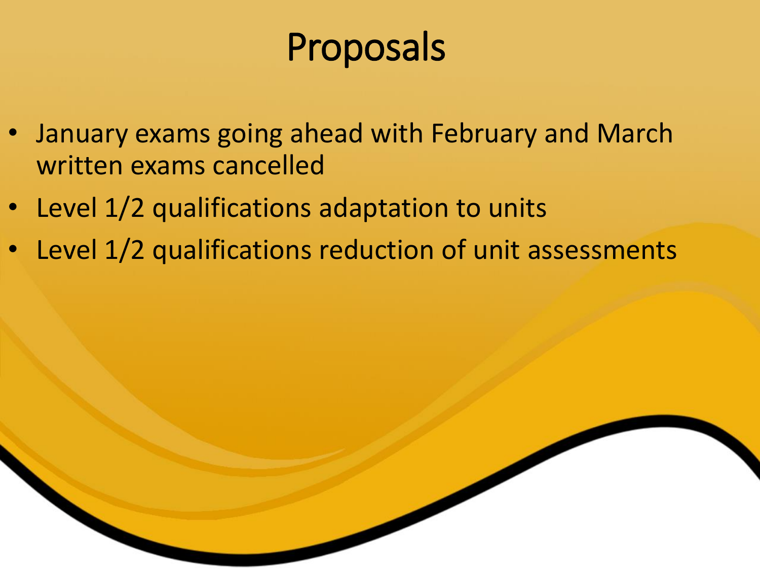# Proposals

- January exams going ahead with February and March written exams cancelled
- Level 1/2 qualifications adaptation to units
- Level 1/2 qualifications reduction of unit assessments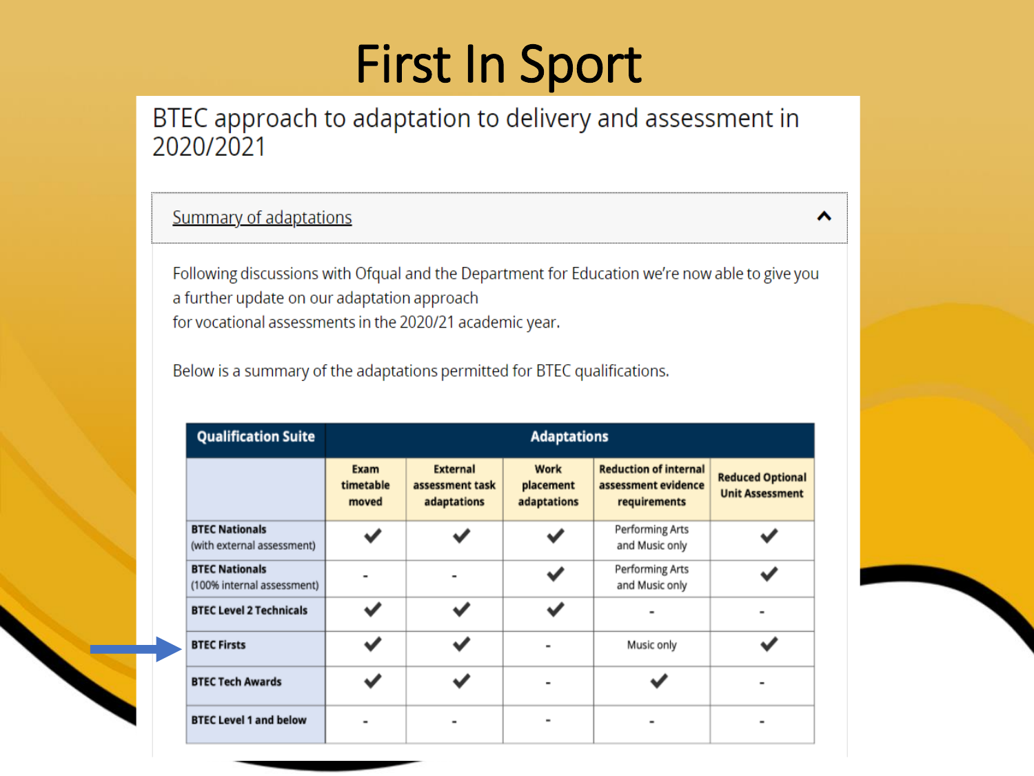# First In Sport

## BTEC approach to adaptation to delivery and assessment in 2020/2021

Summary of adaptations

Following discussions with Ofqual and the Department for Education we're now able to give you a further update on our adaptation approach for vocational assessments in the 2020/21 academic year.

Below is a summary of the adaptations permitted for BTEC qualifications.

| Qualification Suite | Adaptations | | | | |
|---|---|---|---|---|---|
| | Exam timetable moved | External assessment task adaptations | Work placement adaptations | Reduction of internal assessment evidence requirements | Reduced Optional Unit Assessment |
| **BTEC Nationals** (with external assessment) | ✔ | ✔ | ✔ | Performing Arts and Music only | ✔ |
| **BTEC Nationals** (100% internal assessment) | - | - | ✔ | Performing Arts and Music only | ✔ |
| **BTEC Level 2 Technicals** | ✔ | ✔ | ✔ | - | - |
| **BTEC Firsts** | ✔ | ✔ | - | Music only | ✔ |
| **BTEC Tech Awards** | ✔ | ✔ | - | ✔ | - |
| **BTEC Level 1 and below** | - | - | - | - | - |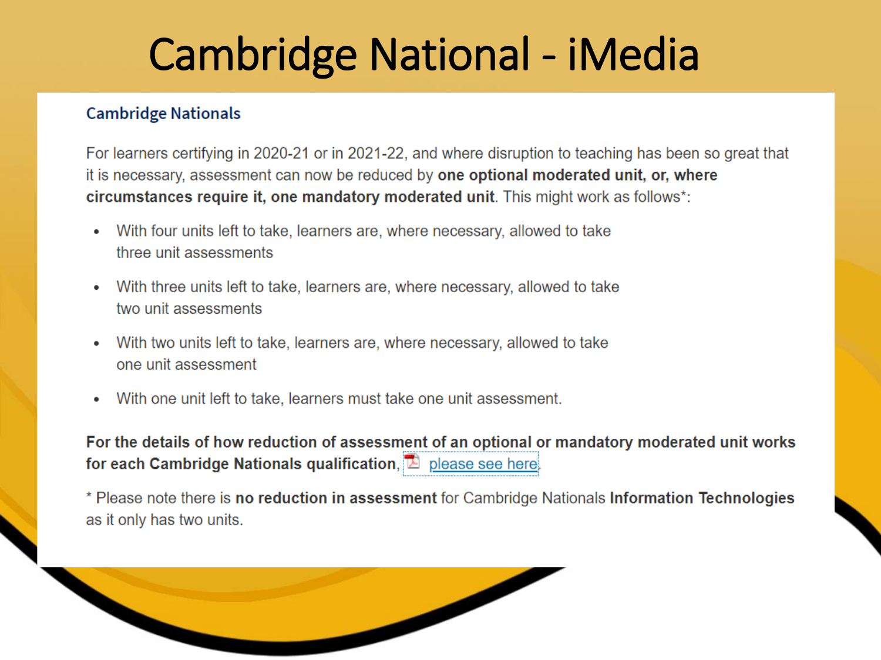# Cambridge National - iMedia

## Cambridge Nationals

For learners certifying in 2020-21 or in 2021-22, and where disruption to teaching has been so great that it is necessary, assessment can now be reduced by **one optional moderated unit, or, where circumstances require it, one mandatory moderated unit**. This might work as follows*:

- With four units left to take, learners are, where necessary, allowed to take three unit assessments
- With three units left to take, learners are, where necessary, allowed to take two unit assessments
- With two units left to take, learners are, where necessary, allowed to take one unit assessment
- With one unit left to take, learners must take one unit assessment.

**For the details of how reduction of assessment of an optional or mandatory moderated unit works for each Cambridge Nationals qualification,** please see here.

* Please note there is **no reduction in assessment** for Cambridge Nationals **Information Technologies** as it only has two units.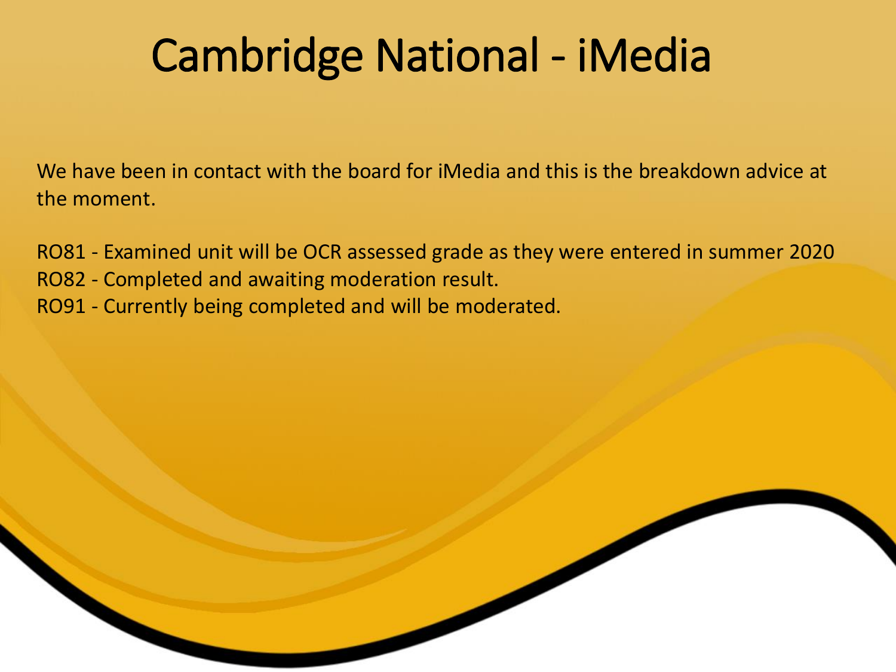# Cambridge National - iMedia

We have been in contact with the board for iMedia and this is the breakdown advice at the moment.

RO81 - Examined unit will be OCR assessed grade as they were entered in summer 2020
RO82 - Completed and awaiting moderation result.
RO91 - Currently being completed and will be moderated.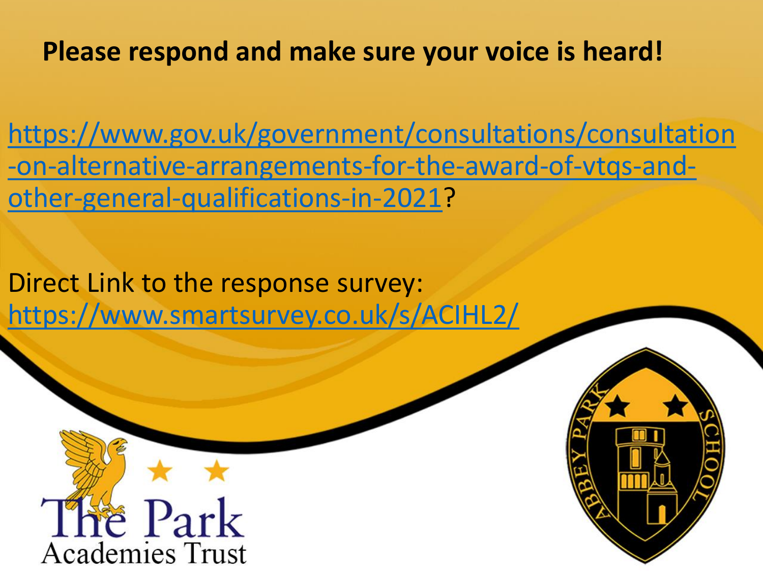**Please respond and make sure your voice is heard!**

https://www.gov.uk/government/consultations/consultation-on-alternative-arrangements-for-the-award-of-vtqs-and-other-general-qualifications-in-2021?

Direct Link to the response survey:
https://www.smartsurvey.co.uk/s/ACIHL2/

The Park Academies Trust

ABBEY PARK SCHOOL